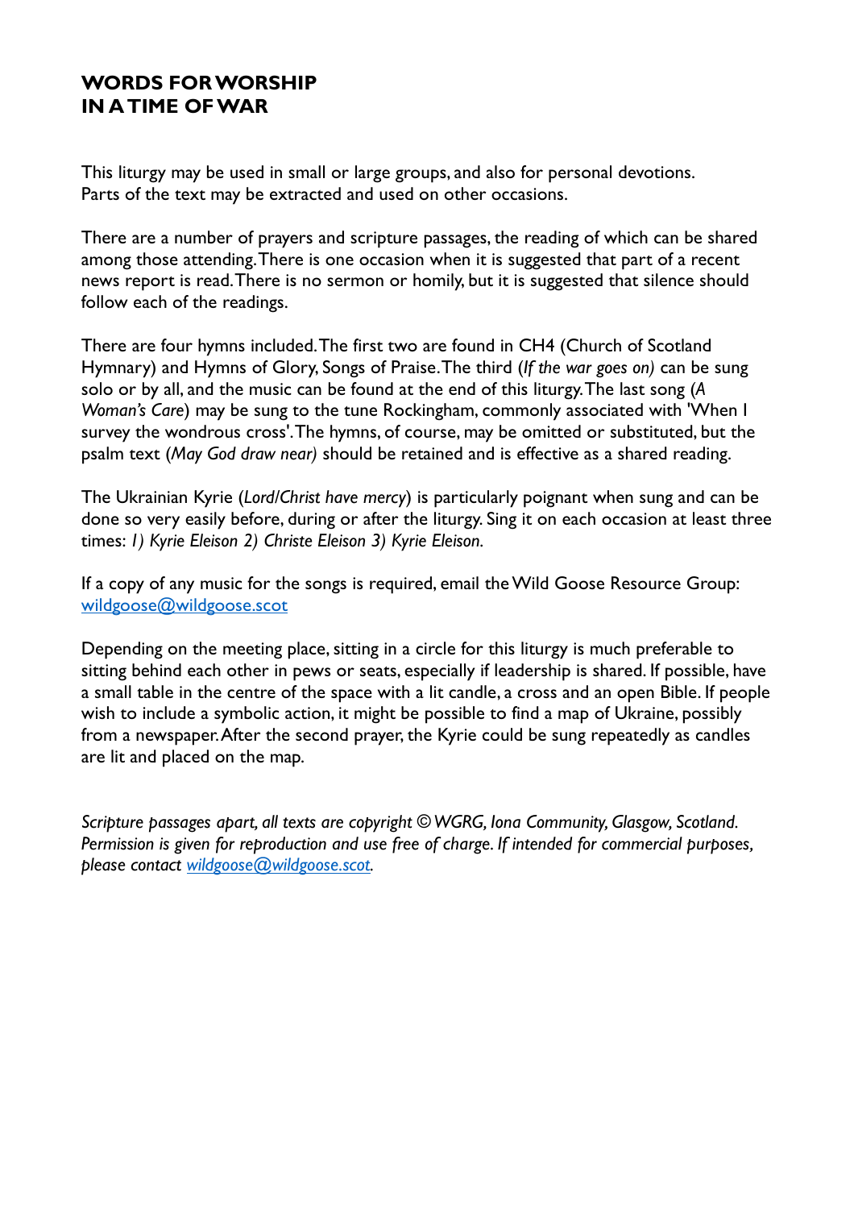# WORDS FOR WORSHIP
# IN A TIME OF WAR

This liturgy may be used in small or large groups, and also for personal devotions. Parts of the text may be extracted and used on other occasions.

There are a number of prayers and scripture passages, the reading of which can be shared among those attending. There is one occasion when it is suggested that part of a recent news report is read. There is no sermon or homily, but it is suggested that silence should follow each of the readings.

There are four hymns included. The first two are found in CH4 (Church of Scotland Hymnary) and Hymns of Glory, Songs of Praise. The third (*If the war goes on)* can be sung solo or by all, and the music can be found at the end of this liturgy. The last song (*A Woman's Care*) may be sung to the tune Rockingham, commonly associated with 'When I survey the wondrous cross'. The hymns, of course, may be omitted or substituted, but the psalm text (*May God draw near)* should be retained and is effective as a shared reading.

The Ukrainian Kyrie (*Lord/Christ have mercy*) is particularly poignant when sung and can be done so very easily before, during or after the liturgy. Sing it on each occasion at least three times: *1) Kyrie Eleison 2) Christe Eleison 3) Kyrie Eleison*.

If a copy of any music for the songs is required, email the Wild Goose Resource Group: wildgoose@wildgoose.scot

Depending on the meeting place, sitting in a circle for this liturgy is much preferable to sitting behind each other in pews or seats, especially if leadership is shared. If possible, have a small table in the centre of the space with a lit candle, a cross and an open Bible. If people wish to include a symbolic action, it might be possible to find a map of Ukraine, possibly from a newspaper. After the second prayer, the Kyrie could be sung repeatedly as candles are lit and placed on the map.

*Scripture passages apart, all texts are copyright © WGRG, Iona Community, Glasgow, Scotland. Permission is given for reproduction and use free of charge. If intended for commercial purposes, please contact wildgoose@wildgoose.scot.*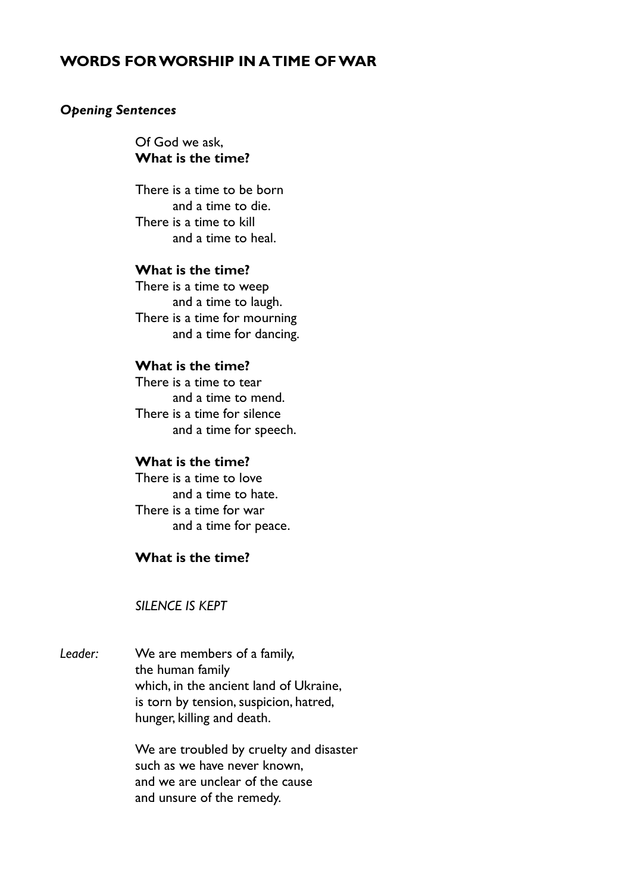## WORDS FOR WORSHIP IN A TIME OF WAR

***Opening Sentences***

Of God we ask,
**What is the time?**

There is a time to be born
    and a time to die.
There is a time to kill
    and a time to heal.

**What is the time?**
There is a time to weep
    and a time to laugh.
There is a time for mourning
    and a time for dancing.

**What is the time?**
There is a time to tear
    and a time to mend.
There is a time for silence
    and a time for speech.

**What is the time?**
There is a time to love
    and a time to hate.
There is a time for war
    and a time for peace.

**What is the time?**

*SILENCE IS KEPT*

*Leader:* We are members of a family,
the human family
which, in the ancient land of Ukraine,
is torn by tension, suspicion, hatred,
hunger, killing and death.

We are troubled by cruelty and disaster
such as we have never known,
and we are unclear of the cause
and unsure of the remedy.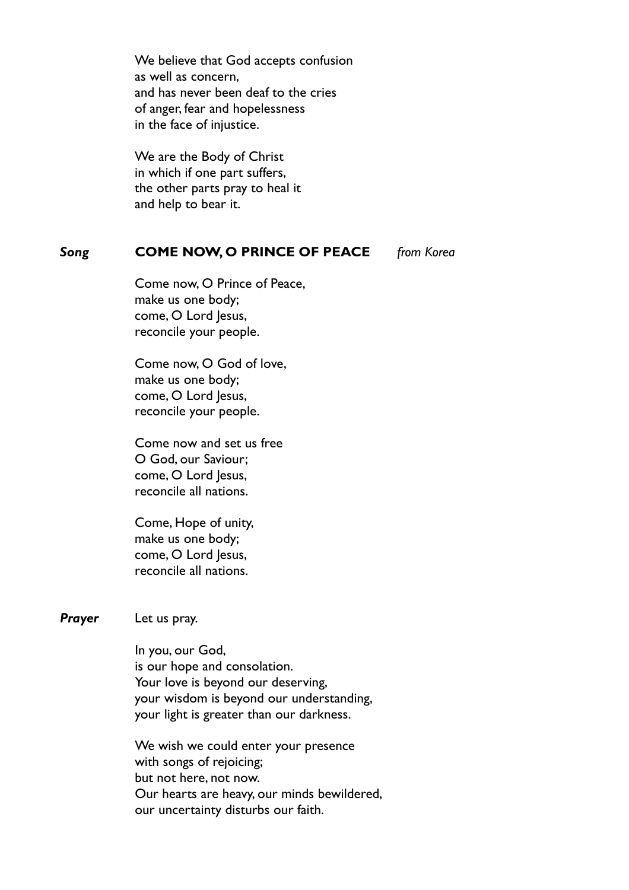We believe that God accepts confusion
as well as concern,
and has never been deaf to the cries
of anger, fear and hopelessness
in the face of injustice.

We are the Body of Christ
in which if one part suffers,
the other parts pray to heal it
and help to bear it.

***Song*** **COME NOW, O PRINCE OF PEACE** *from Korea*

Come now, O Prince of Peace,
make us one body;
come, O Lord Jesus,
reconcile your people.

Come now, O God of love,
make us one body;
come, O Lord Jesus,
reconcile your people.

Come now and set us free
O God, our Saviour;
come, O Lord Jesus,
reconcile all nations.

Come, Hope of unity,
make us one body;
come, O Lord Jesus,
reconcile all nations.

***Prayer*** Let us pray.

In you, our God,
is our hope and consolation.
Your love is beyond our deserving,
your wisdom is beyond our understanding,
your light is greater than our darkness.

We wish we could enter your presence
with songs of rejoicing;
but not here, not now.
Our hearts are heavy, our minds bewildered,
our uncertainty disturbs our faith.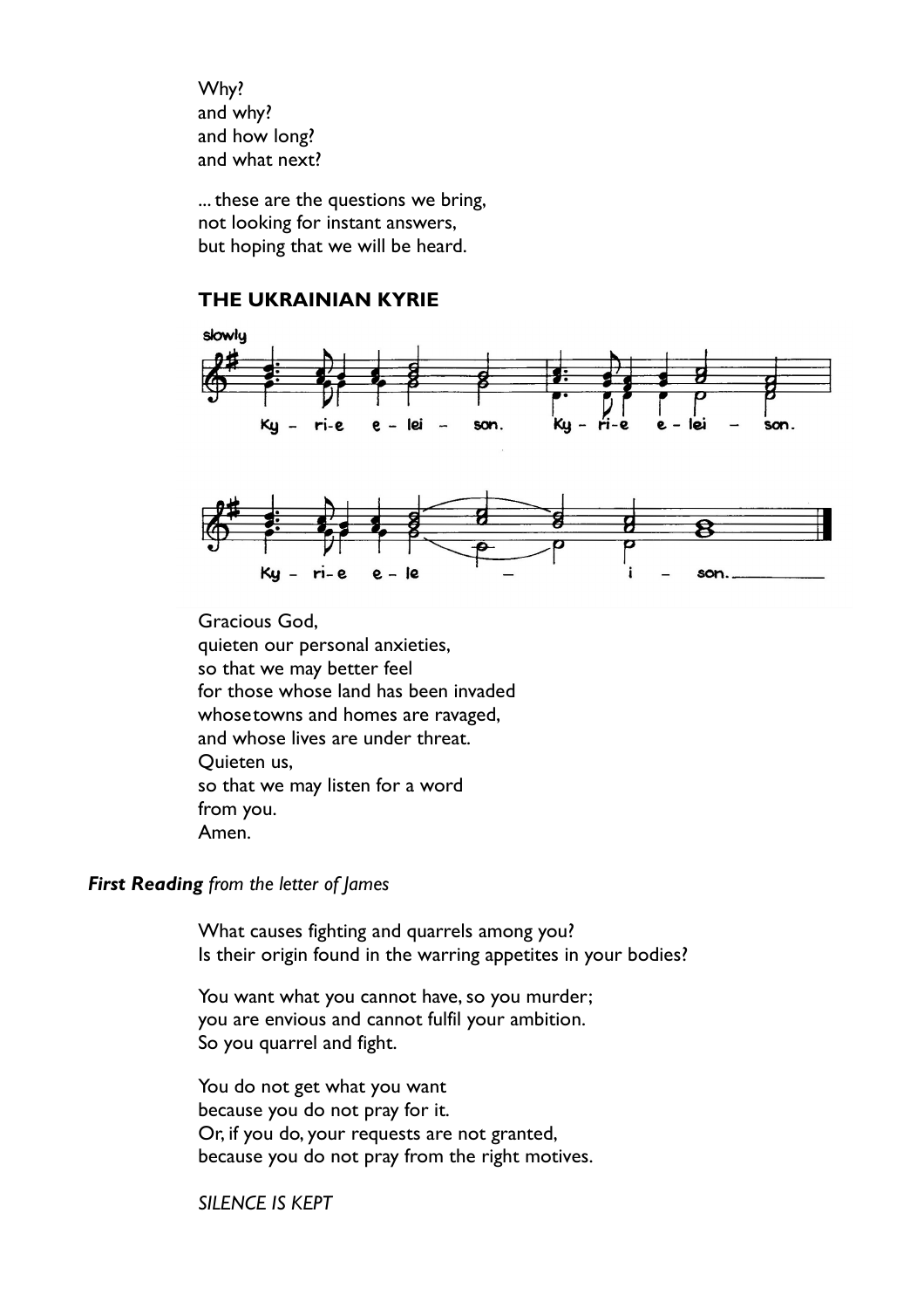Why?
and why?
and how long?
and what next?

... these are the questions we bring,
not looking for instant answers,
but hoping that we will be heard.

**THE UKRAINIAN KYRIE**

slowly

Ky - ri-e e - lei - son. Ky - ri-e e - lei - son.

Ky - ri-e e - le - i - son.

Gracious God,
quieten our personal anxieties,
so that we may better feel
for those whose land has been invaded
whose towns and homes are ravaged,
and whose lives are under threat.
Quieten us,
so that we may listen for a word
from you.
Amen.

***First Reading*** *from the letter of James*

What causes fighting and quarrels among you?
Is their origin found in the warring appetites in your bodies?

You want what you cannot have, so you murder;
you are envious and cannot fulfil your ambition.
So you quarrel and fight.

You do not get what you want
because you do not pray for it.
Or, if you do, your requests are not granted,
because you do not pray from the right motives.

*SILENCE IS KEPT*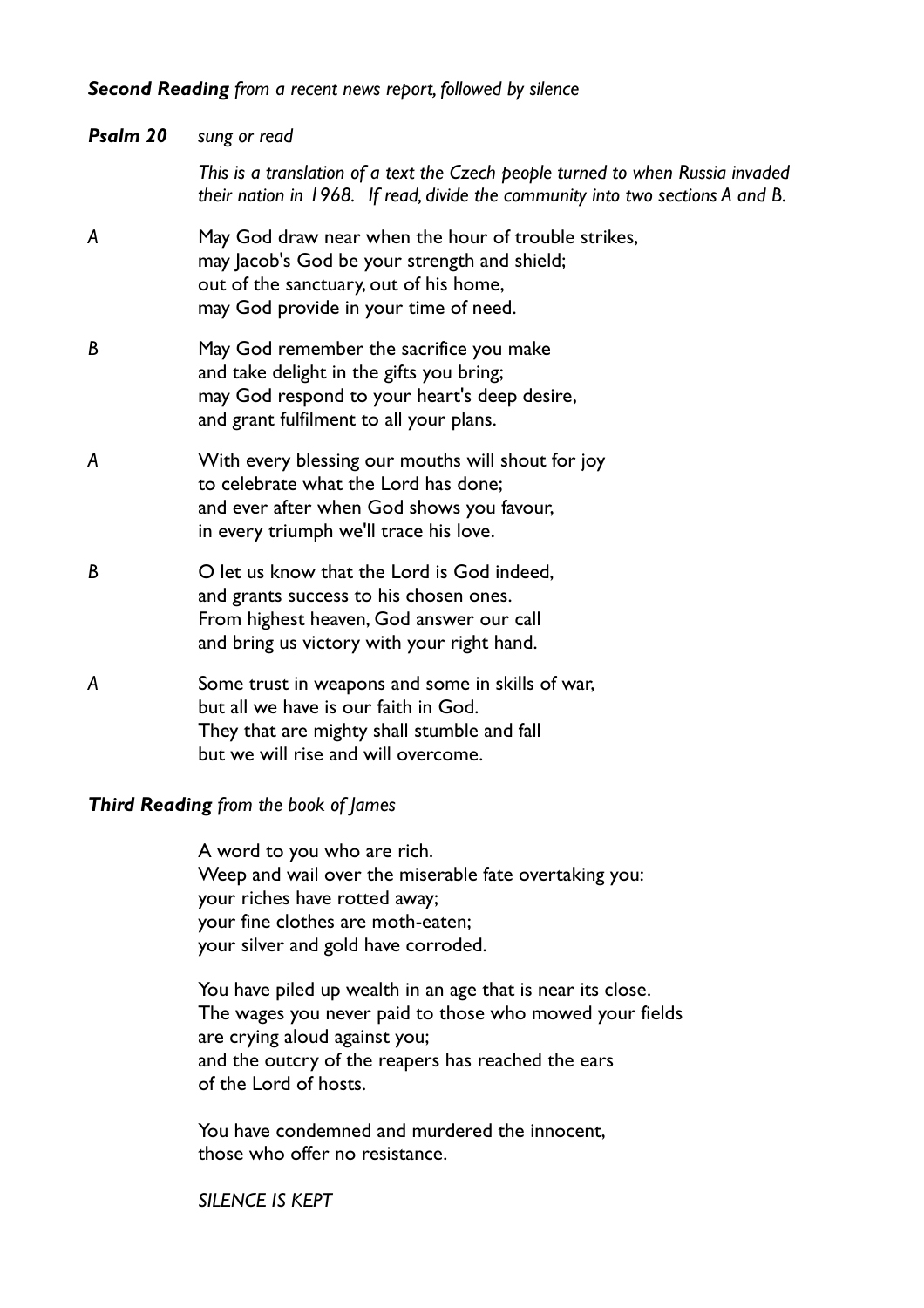***Second Reading*** *from a recent news report, followed by silence*

***Psalm 20*** *sung or read*

*This is a translation of a text the Czech people turned to when Russia invaded their nation in 1968. If read, divide the community into two sections A and B.*

*A*
May God draw near when the hour of trouble strikes,
may Jacob's God be your strength and shield;
out of the sanctuary, out of his home,
may God provide in your time of need.

*B*
May God remember the sacrifice you make
and take delight in the gifts you bring;
may God respond to your heart's deep desire,
and grant fulfilment to all your plans.

*A*
With every blessing our mouths will shout for joy
to celebrate what the Lord has done;
and ever after when God shows you favour,
in every triumph we'll trace his love.

*B*
O let us know that the Lord is God indeed,
and grants success to his chosen ones.
From highest heaven, God answer our call
and bring us victory with your right hand.

*A*
Some trust in weapons and some in skills of war,
but all we have is our faith in God.
They that are mighty shall stumble and fall
but we will rise and will overcome.

***Third Reading*** *from the book of James*

A word to you who are rich.
Weep and wail over the miserable fate overtaking you:
your riches have rotted away;
your fine clothes are moth-eaten;
your silver and gold have corroded.

You have piled up wealth in an age that is near its close.
The wages you never paid to those who mowed your fields
are crying aloud against you;
and the outcry of the reapers has reached the ears
of the Lord of hosts.

You have condemned and murdered the innocent,
those who offer no resistance.

*SILENCE IS KEPT*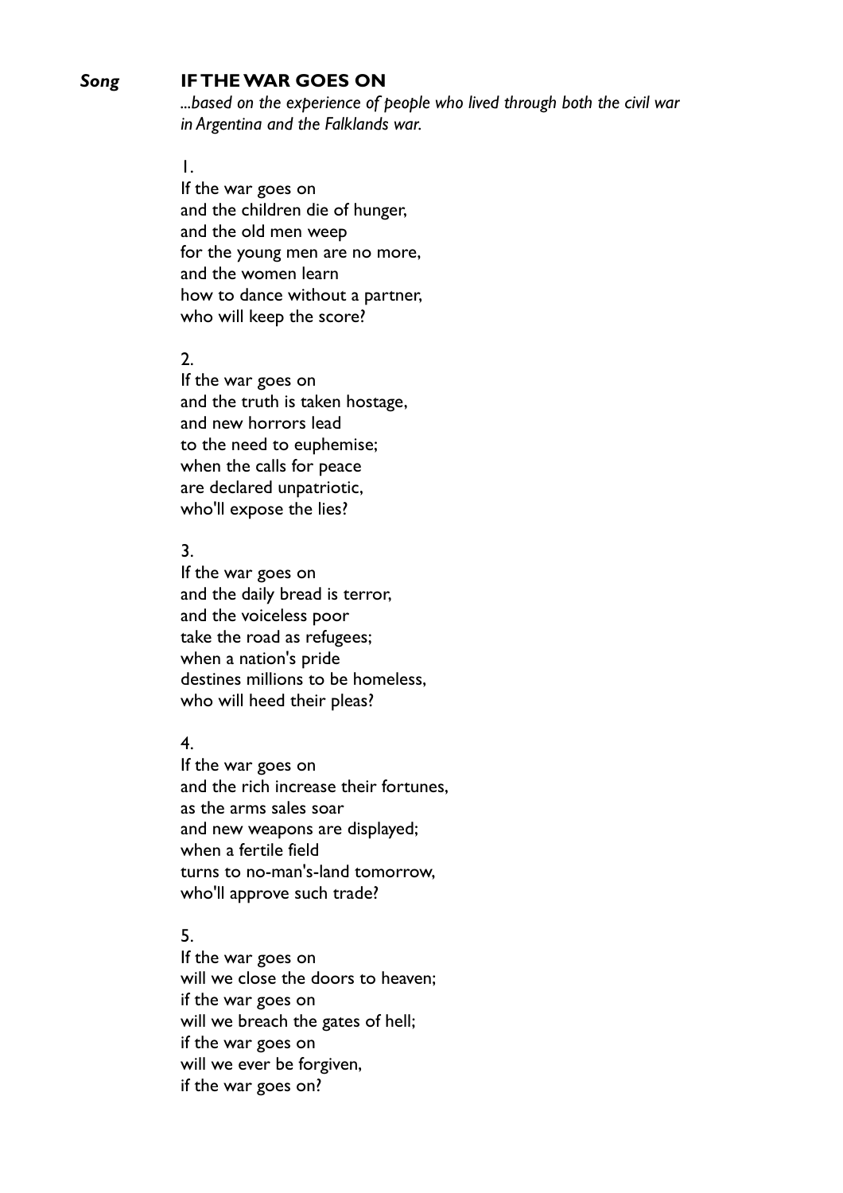*Song* **IF THE WAR GOES ON**

*...based on the experience of people who lived through both the civil war in Argentina and the Falklands war.*

1.
If the war goes on
and the children die of hunger,
and the old men weep
for the young men are no more,
and the women learn
how to dance without a partner,
who will keep the score?

2.
If the war goes on
and the truth is taken hostage,
and new horrors lead
to the need to euphemise;
when the calls for peace
are declared unpatriotic,
who'll expose the lies?

3.
If the war goes on
and the daily bread is terror,
and the voiceless poor
take the road as refugees;
when a nation's pride
destines millions to be homeless,
who will heed their pleas?

4.
If the war goes on
and the rich increase their fortunes,
as the arms sales soar
and new weapons are displayed;
when a fertile field
turns to no-man's-land tomorrow,
who'll approve such trade?

5.
If the war goes on
will we close the doors to heaven;
if the war goes on
will we breach the gates of hell;
if the war goes on
will we ever be forgiven,
if the war goes on?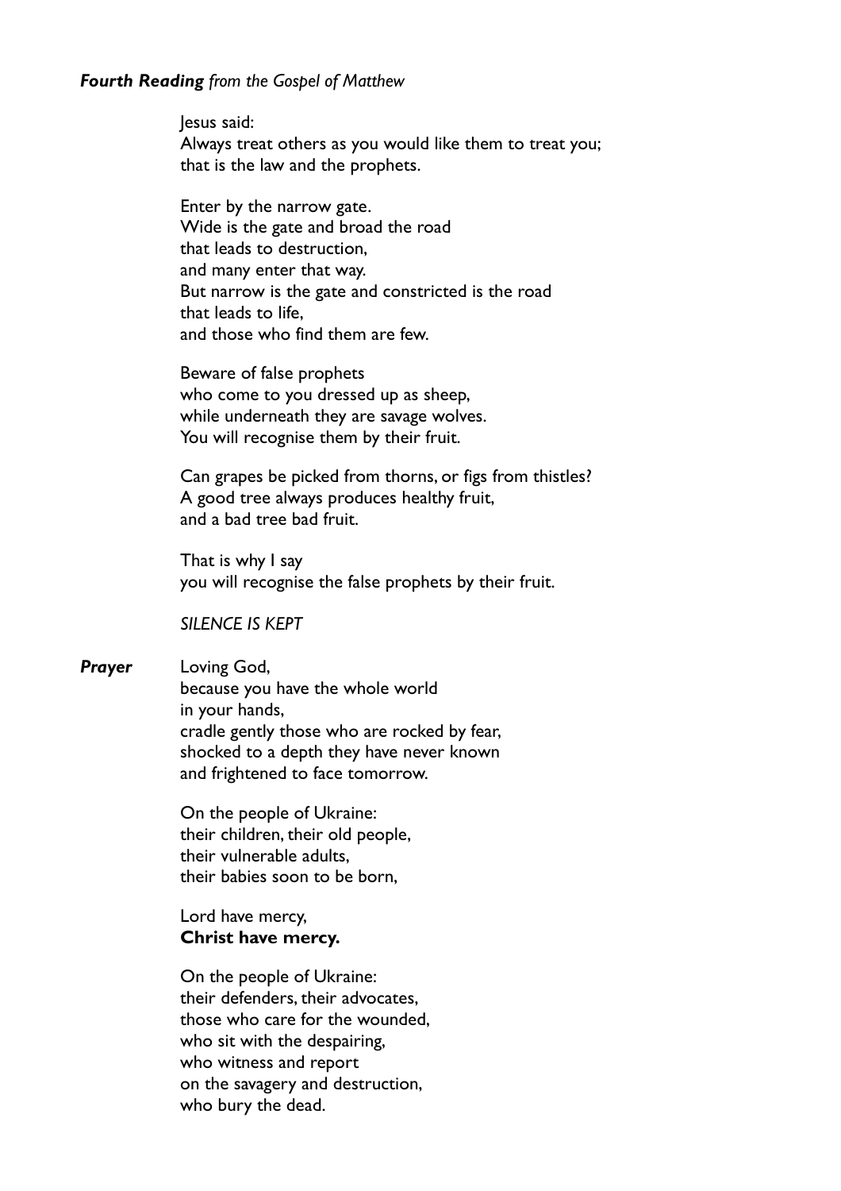***Fourth Reading** from the Gospel of Matthew*

Jesus said:
Always treat others as you would like them to treat you;
that is the law and the prophets.

Enter by the narrow gate.
Wide is the gate and broad the road
that leads to destruction,
and many enter that way.
But narrow is the gate and constricted is the road
that leads to life,
and those who find them are few.

Beware of false prophets
who come to you dressed up as sheep,
while underneath they are savage wolves.
You will recognise them by their fruit.

Can grapes be picked from thorns, or figs from thistles?
A good tree always produces healthy fruit,
and a bad tree bad fruit.

That is why I say
you will recognise the false prophets by their fruit.

*SILENCE IS KEPT*

***Prayer*** Loving God,
because you have the whole world
in your hands,
cradle gently those who are rocked by fear,
shocked to a depth they have never known
and frightened to face tomorrow.

On the people of Ukraine:
their children, their old people,
their vulnerable adults,
their babies soon to be born,

Lord have mercy,
**Christ have mercy.**

On the people of Ukraine:
their defenders, their advocates,
those who care for the wounded,
who sit with the despairing,
who witness and report
on the savagery and destruction,
who bury the dead.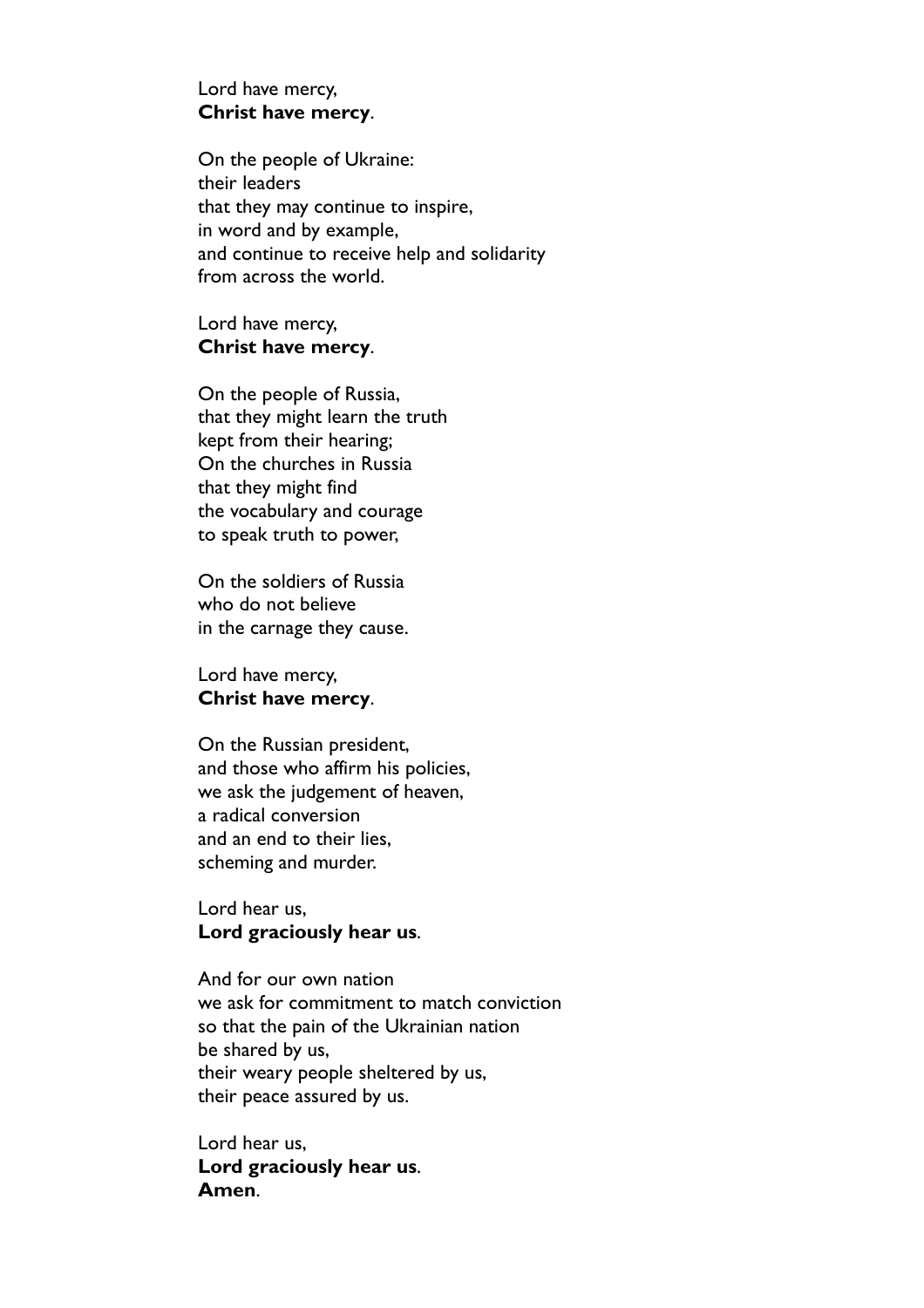Lord have mercy,  
**Christ have mercy**.

On the people of Ukraine:  
their leaders  
that they may continue to inspire,  
in word and by example,  
and continue to receive help and solidarity  
from across the world.

Lord have mercy,  
**Christ have mercy**.

On the people of Russia,  
that they might learn the truth  
kept from their hearing;  
On the churches in Russia  
that they might find  
the vocabulary and courage  
to speak truth to power,

On the soldiers of Russia  
who do not believe  
in the carnage they cause.

Lord have mercy,  
**Christ have mercy**.

On the Russian president,  
and those who affirm his policies,  
we ask the judgement of heaven,  
a radical conversion  
and an end to their lies,  
scheming and murder.

Lord hear us,  
**Lord graciously hear us**.

And for our own nation  
we ask for commitment to match conviction  
so that the pain of the Ukrainian nation  
be shared by us,  
their weary people sheltered by us,  
their peace assured by us.

Lord hear us,  
**Lord graciously hear us**.  
**Amen**.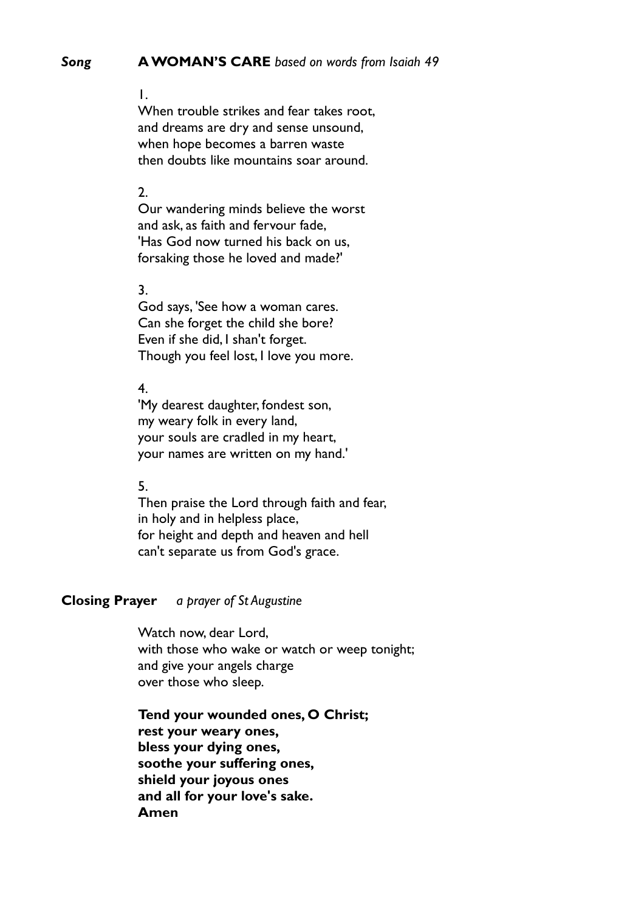***Song*** **A WOMAN'S CARE** *based on words from Isaiah 49*

1.
When trouble strikes and fear takes root,
and dreams are dry and sense unsound,
when hope becomes a barren waste
then doubts like mountains soar around.

2.
Our wandering minds believe the worst
and ask, as faith and fervour fade,
'Has God now turned his back on us,
forsaking those he loved and made?'

3.
God says, 'See how a woman cares.
Can she forget the child she bore?
Even if she did, I shan't forget.
Though you feel lost, I love you more.

4.
'My dearest daughter, fondest son,
my weary folk in every land,
your souls are cradled in my heart,
your names are written on my hand.'

5.
Then praise the Lord through faith and fear,
in holy and in helpless place,
for height and depth and heaven and hell
can't separate us from God's grace.

**Closing Prayer** *a prayer of St Augustine*

Watch now, dear Lord,
with those who wake or watch or weep tonight;
and give your angels charge
over those who sleep.

**Tend your wounded ones, O Christ;**
**rest your weary ones,**
**bless your dying ones,**
**soothe your suffering ones,**
**shield your joyous ones**
**and all for your love's sake.**
**Amen**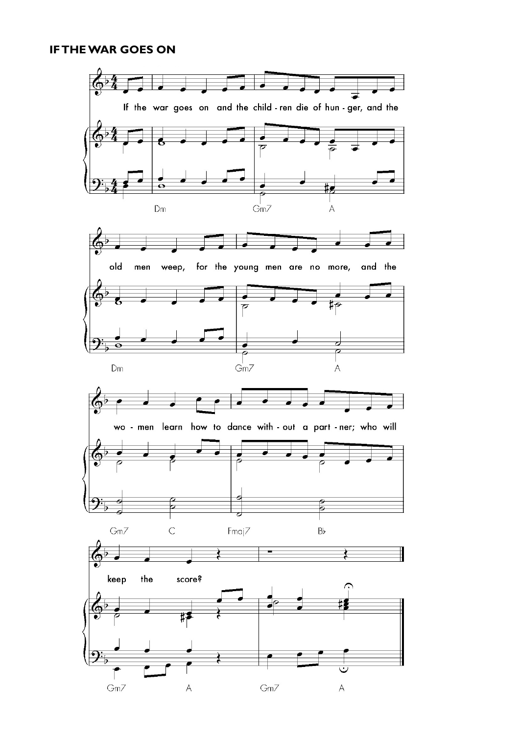## IF THE WAR GOES ON

If the war goes on and the child - ren die of hun - ger, and the old men weep, for the young men are no more, and the wo - men learn how to dance with - out a part - ner; who will keep the score?

Dm Gm7 A Dm Gm7 A Gm7 C Fmaj7 Bb Gm7 A Gm7 A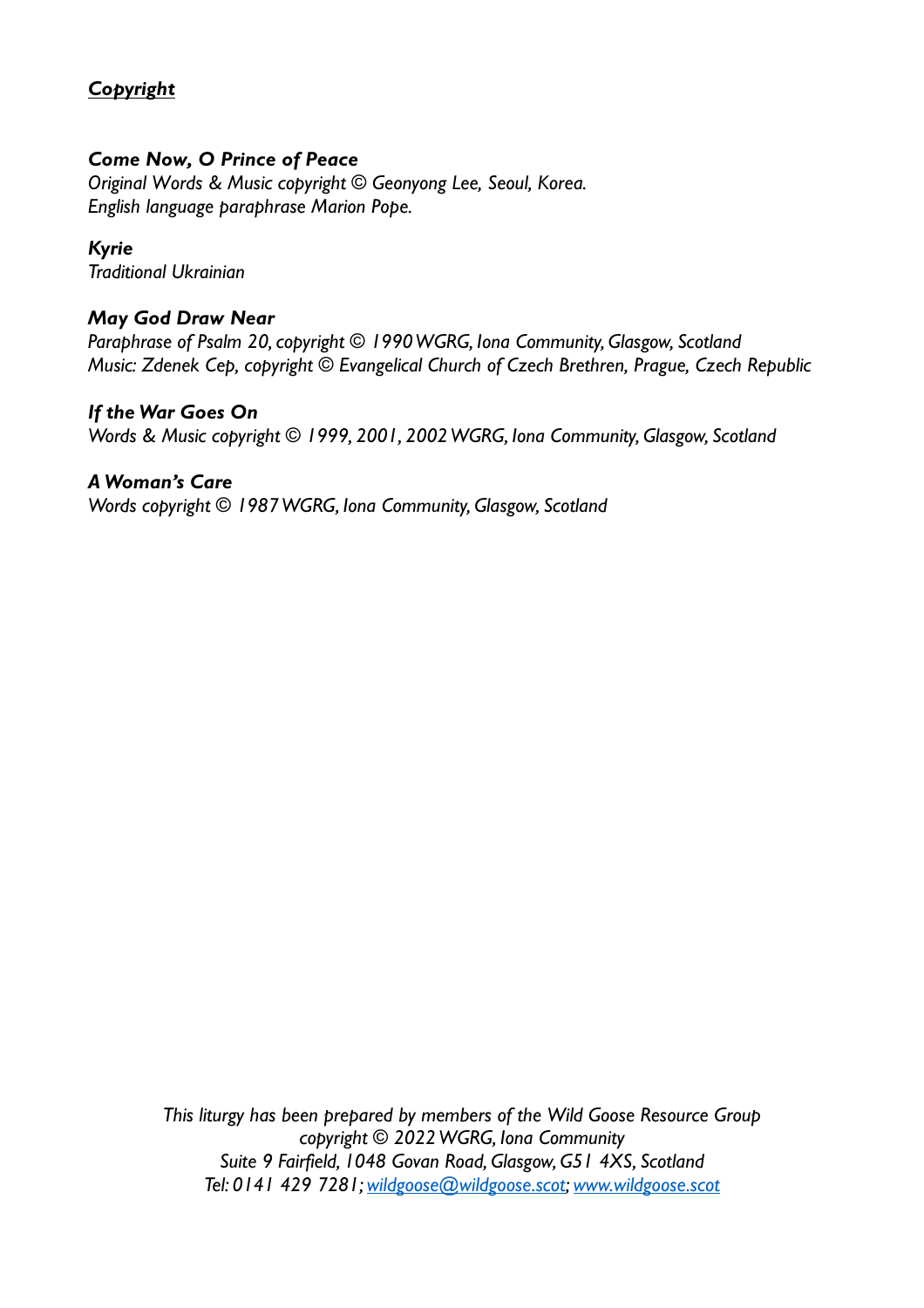## ***Copyright***

***Come Now, O Prince of Peace***
*Original Words & Music copyright © Geonyong Lee, Seoul, Korea.*
*English language paraphrase Marion Pope.*

***Kyrie***
*Traditional Ukrainian*

***May God Draw Near***
*Paraphrase of Psalm 20, copyright © 1990 WGRG, Iona Community, Glasgow, Scotland*
*Music: Zdenek Cep, copyright © Evangelical Church of Czech Brethren, Prague, Czech Republic*

***If the War Goes On***
*Words & Music copyright © 1999, 2001, 2002 WGRG, Iona Community, Glasgow, Scotland*

***A Woman's Care***
*Words copyright © 1987 WGRG, Iona Community, Glasgow, Scotland*

*This liturgy has been prepared by members of the Wild Goose Resource Group*
*copyright © 2022 WGRG, Iona Community*
*Suite 9 Fairfield, 1048 Govan Road, Glasgow, G51 4XS, Scotland*
*Tel: 0141 429 7281; wildgoose@wildgoose.scot; www.wildgoose.scot*